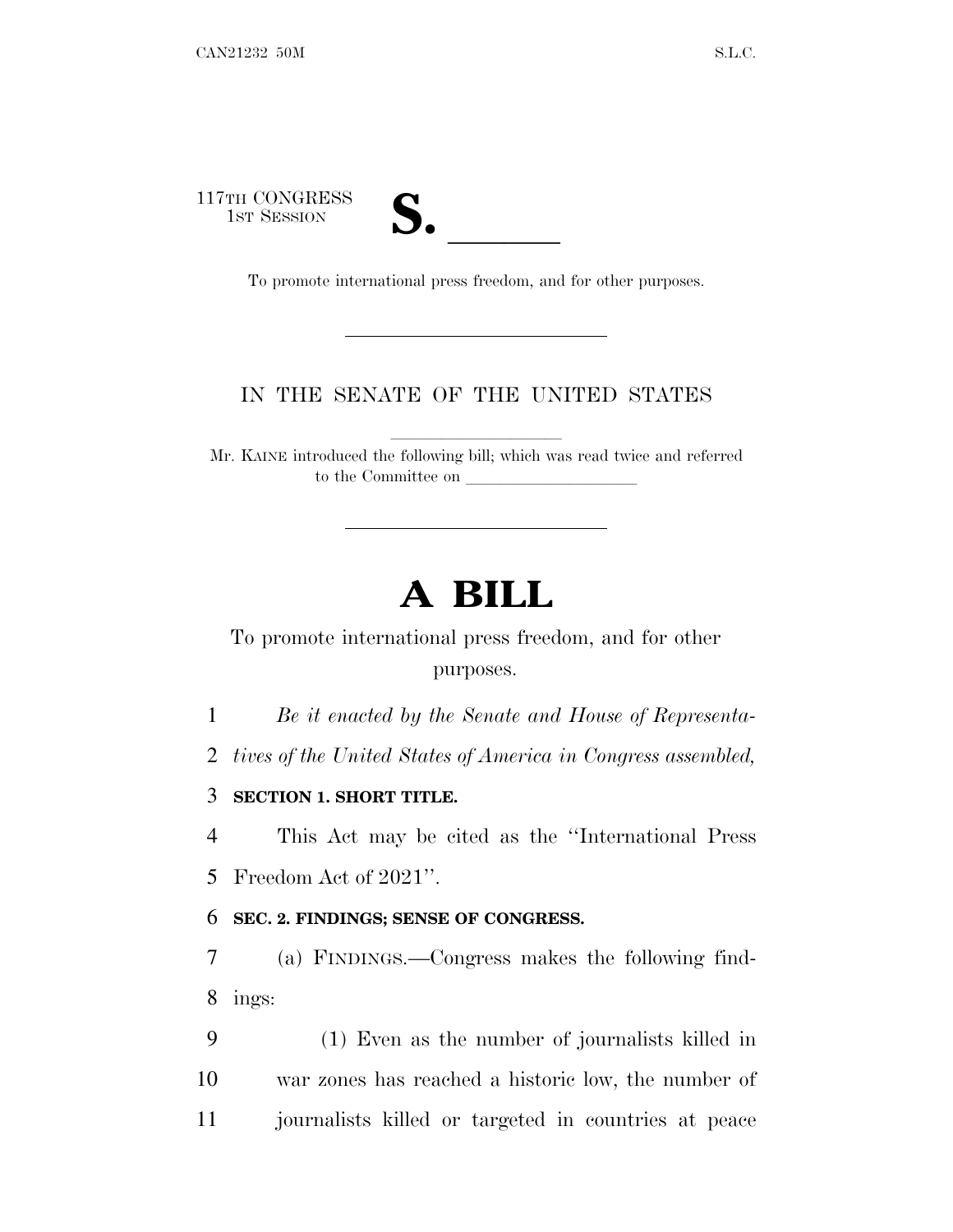117TH CONGRESS
1ST SESSION

# S. ______

To promote international press freedom, and for other purposes.

---

IN THE SENATE OF THE UNITED STATES

Mr. KAINE introduced the following bill; which was read twice and referred to the Committee on ____________________

---

# A BILL

To promote international press freedom, and for other purposes.

*Be it enacted by the Senate and House of Representatives of the United States of America in Congress assembled,*

**SECTION 1. SHORT TITLE.**

This Act may be cited as the ''International Press Freedom Act of 2021''.

**SEC. 2. FINDINGS; SENSE OF CONGRESS.**

(a) FINDINGS.—Congress makes the following findings:

(1) Even as the number of journalists killed in war zones has reached a historic low, the number of journalists killed or targeted in countries at peace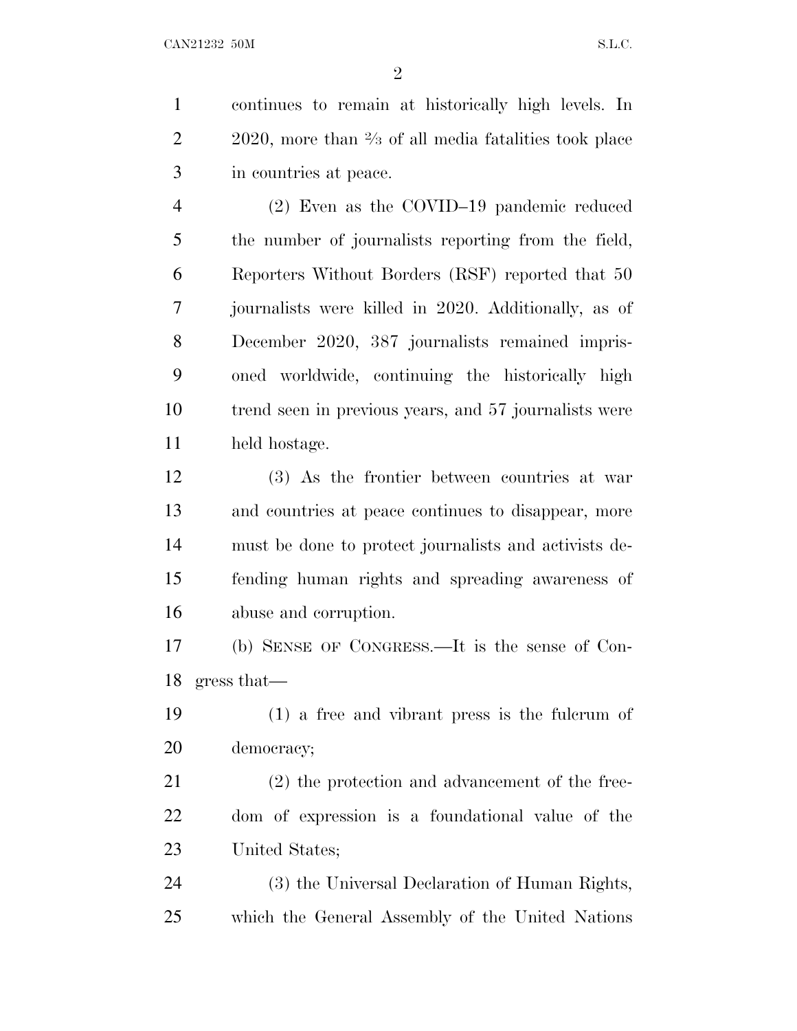continues to remain at historically high levels. In 2020, more than ⅔ of all media fatalities took place in countries at peace.

(2) Even as the COVID–19 pandemic reduced the number of journalists reporting from the field, Reporters Without Borders (RSF) reported that 50 journalists were killed in 2020. Additionally, as of December 2020, 387 journalists remained imprisoned worldwide, continuing the historically high trend seen in previous years, and 57 journalists were held hostage.

(3) As the frontier between countries at war and countries at peace continues to disappear, more must be done to protect journalists and activists defending human rights and spreading awareness of abuse and corruption.

(b) SENSE OF CONGRESS.—It is the sense of Congress that—

(1) a free and vibrant press is the fulcrum of democracy;

(2) the protection and advancement of the freedom of expression is a foundational value of the United States;

(3) the Universal Declaration of Human Rights, which the General Assembly of the United Nations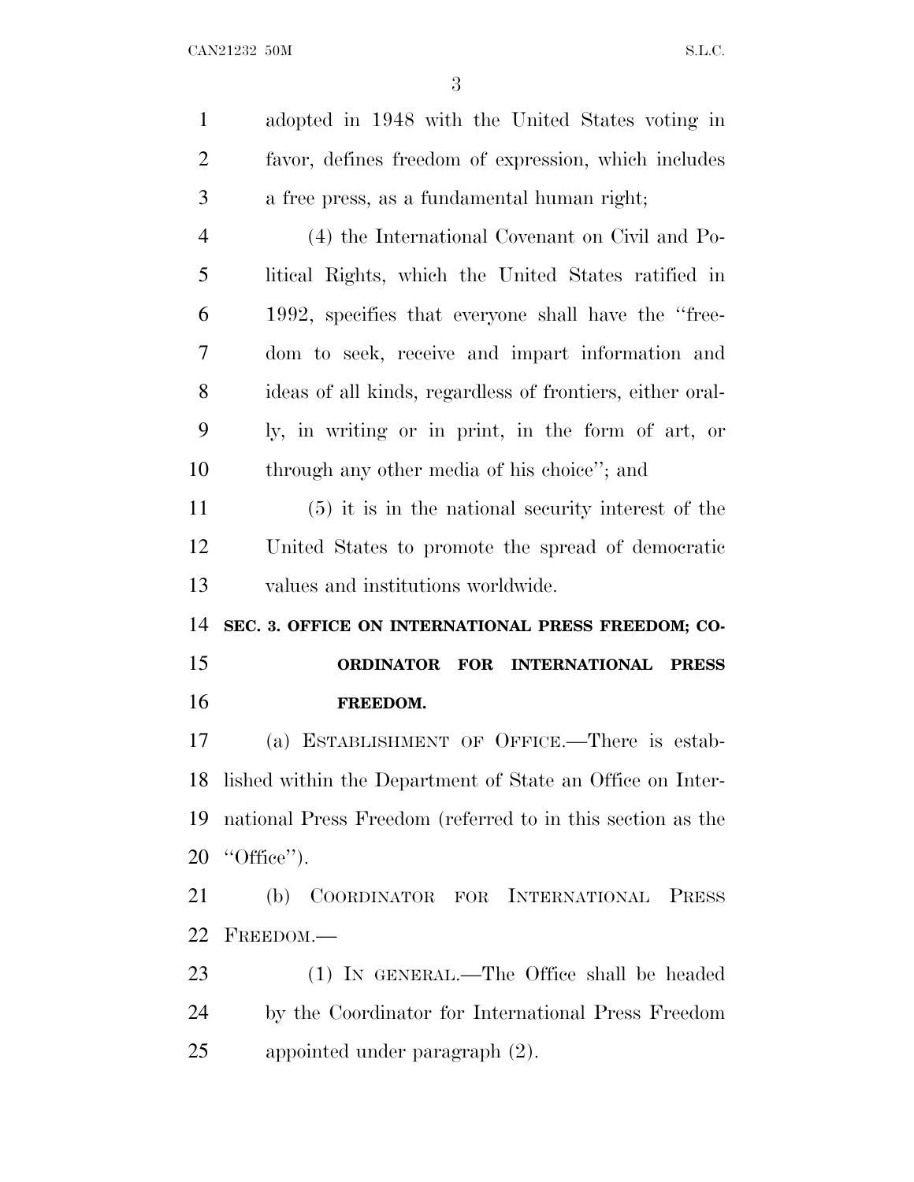adopted in 1948 with the United States voting in favor, defines freedom of expression, which includes a free press, as a fundamental human right;

(4) the International Covenant on Civil and Political Rights, which the United States ratified in 1992, specifies that everyone shall have the "freedom to seek, receive and impart information and ideas of all kinds, regardless of frontiers, either orally, in writing or in print, in the form of art, or through any other media of his choice"; and

(5) it is in the national security interest of the United States to promote the spread of democratic values and institutions worldwide.

**SEC. 3. OFFICE ON INTERNATIONAL PRESS FREEDOM; COORDINATOR FOR INTERNATIONAL PRESS FREEDOM.**

(a) ESTABLISHMENT OF OFFICE.—There is established within the Department of State an Office on International Press Freedom (referred to in this section as the "Office").

(b) COORDINATOR FOR INTERNATIONAL PRESS FREEDOM.—

(1) IN GENERAL.—The Office shall be headed by the Coordinator for International Press Freedom appointed under paragraph (2).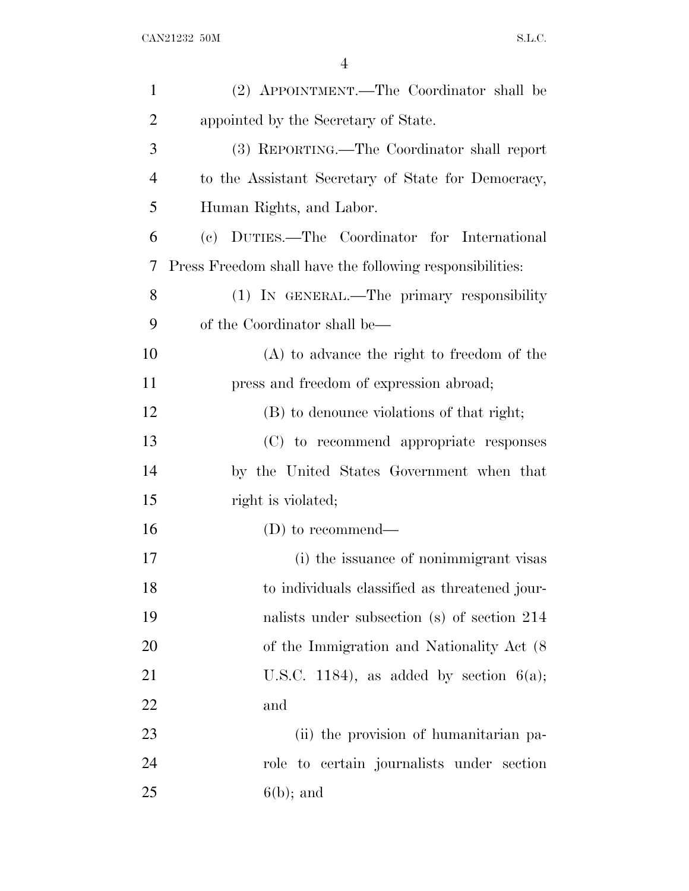(2) APPOINTMENT.—The Coordinator shall be appointed by the Secretary of State.

(3) REPORTING.—The Coordinator shall report to the Assistant Secretary of State for Democracy, Human Rights, and Labor.

(c) DUTIES.—The Coordinator for International Press Freedom shall have the following responsibilities:

(1) IN GENERAL.—The primary responsibility of the Coordinator shall be—

(A) to advance the right to freedom of the press and freedom of expression abroad;

(B) to denounce violations of that right;

(C) to recommend appropriate responses by the United States Government when that right is violated;

(D) to recommend—

(i) the issuance of nonimmigrant visas to individuals classified as threatened journalists under subsection (s) of section 214 of the Immigration and Nationality Act (8 U.S.C. 1184), as added by section 6(a); and

(ii) the provision of humanitarian parole to certain journalists under section 6(b); and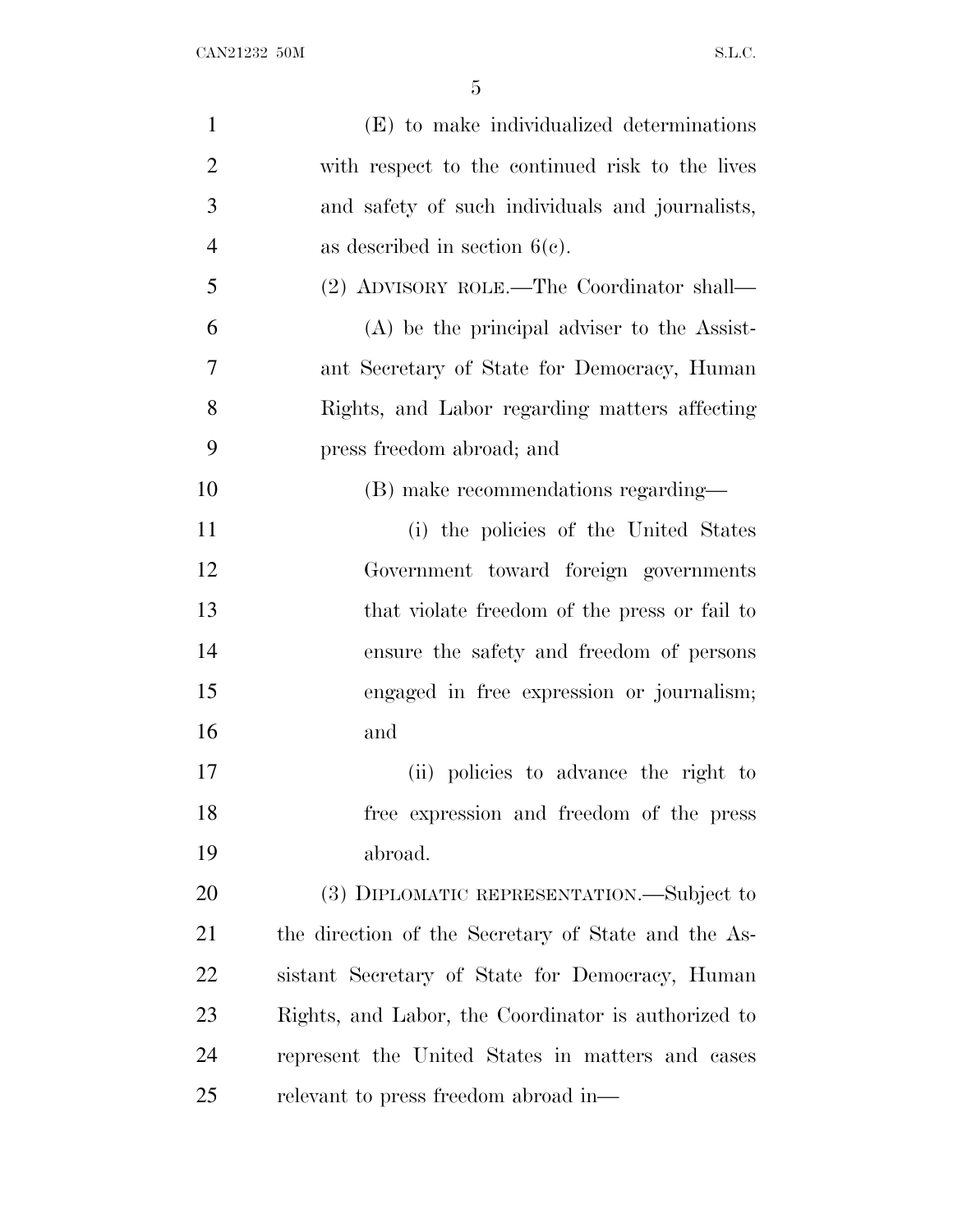(E) to make individualized determinations with respect to the continued risk to the lives and safety of such individuals and journalists, as described in section 6(c).

(2) ADVISORY ROLE.—The Coordinator shall—

(A) be the principal adviser to the Assistant Secretary of State for Democracy, Human Rights, and Labor regarding matters affecting press freedom abroad; and

(B) make recommendations regarding—

(i) the policies of the United States Government toward foreign governments that violate freedom of the press or fail to ensure the safety and freedom of persons engaged in free expression or journalism; and

(ii) policies to advance the right to free expression and freedom of the press abroad.

(3) DIPLOMATIC REPRESENTATION.—Subject to the direction of the Secretary of State and the Assistant Secretary of State for Democracy, Human Rights, and Labor, the Coordinator is authorized to represent the United States in matters and cases relevant to press freedom abroad in—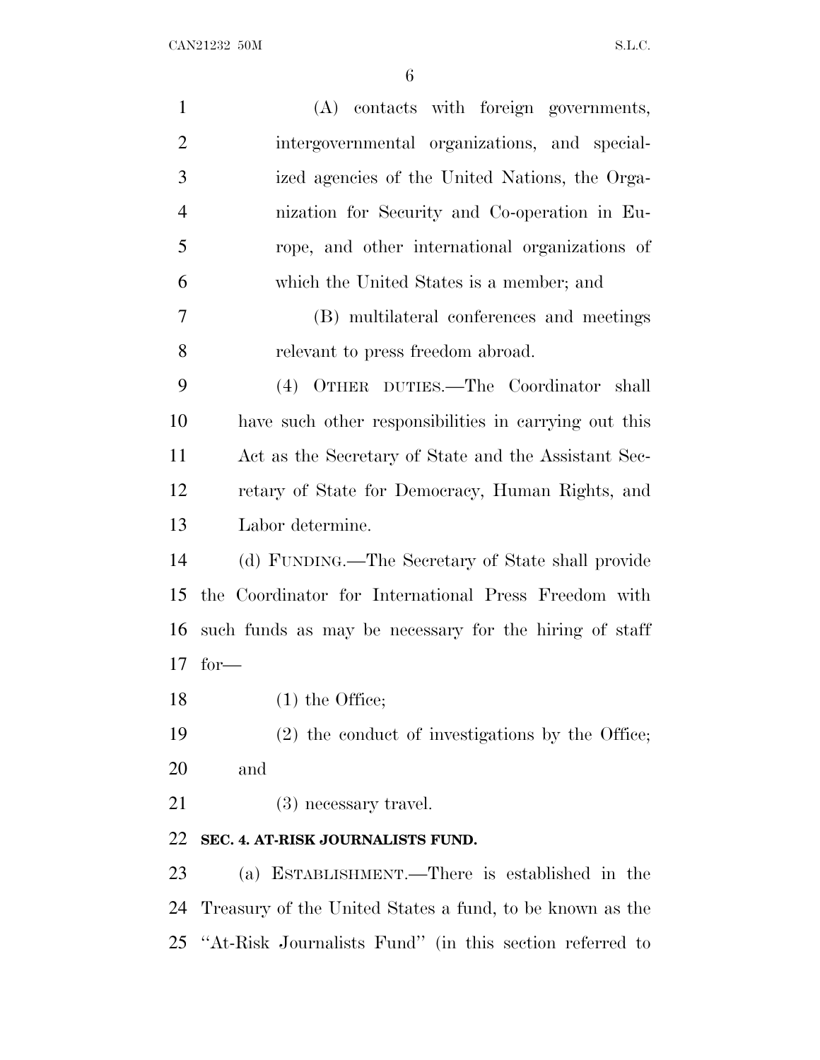(A) contacts with foreign governments, intergovernmental organizations, and specialized agencies of the United Nations, the Organization for Security and Co-operation in Europe, and other international organizations of which the United States is a member; and

(B) multilateral conferences and meetings relevant to press freedom abroad.

(4) OTHER DUTIES.—The Coordinator shall have such other responsibilities in carrying out this Act as the Secretary of State and the Assistant Secretary of State for Democracy, Human Rights, and Labor determine.

(d) FUNDING.—The Secretary of State shall provide the Coordinator for International Press Freedom with such funds as may be necessary for the hiring of staff for—

(1) the Office;

(2) the conduct of investigations by the Office; and

(3) necessary travel.

**SEC. 4. AT-RISK JOURNALISTS FUND.**

(a) ESTABLISHMENT.—There is established in the Treasury of the United States a fund, to be known as the "At-Risk Journalists Fund" (in this section referred to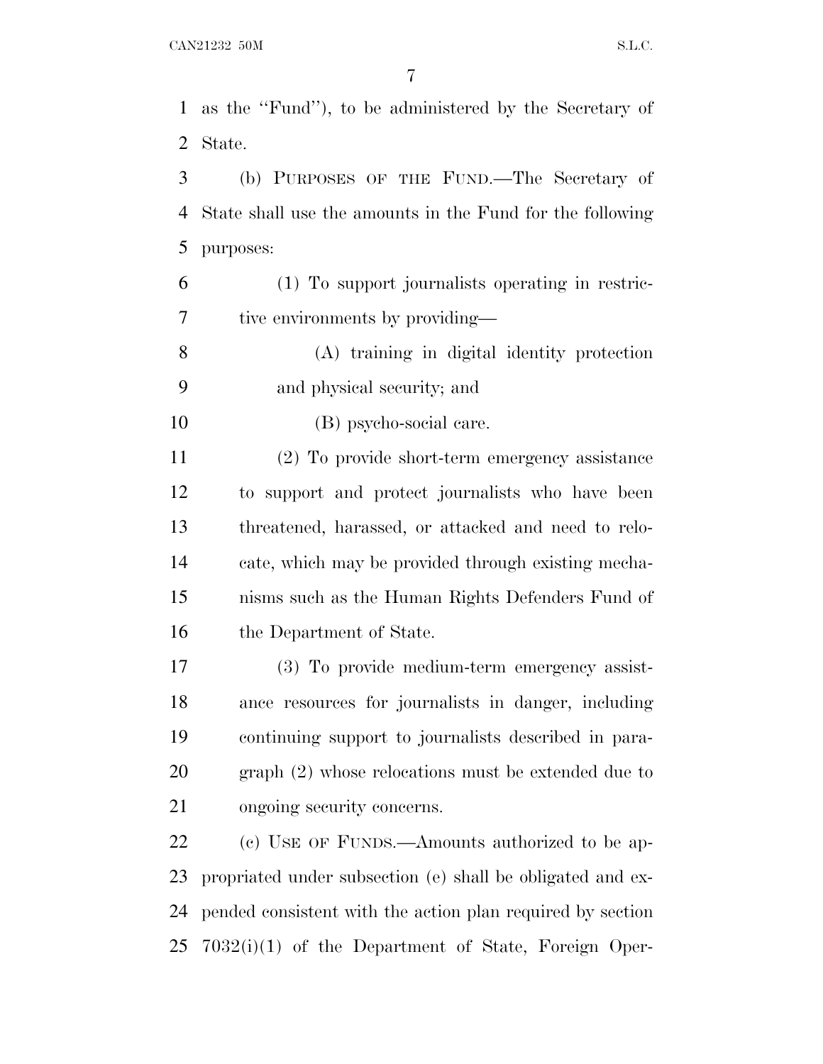as the "Fund"), to be administered by the Secretary of State.

(b) PURPOSES OF THE FUND.—The Secretary of State shall use the amounts in the Fund for the following purposes:

(1) To support journalists operating in restrictive environments by providing—

(A) training in digital identity protection and physical security; and

(B) psycho-social care.

(2) To provide short-term emergency assistance to support and protect journalists who have been threatened, harassed, or attacked and need to relocate, which may be provided through existing mechanisms such as the Human Rights Defenders Fund of the Department of State.

(3) To provide medium-term emergency assistance resources for journalists in danger, including continuing support to journalists described in paragraph (2) whose relocations must be extended due to ongoing security concerns.

(c) USE OF FUNDS.—Amounts authorized to be appropriated under subsection (e) shall be obligated and expended consistent with the action plan required by section 7032(i)(1) of the Department of State, Foreign Oper-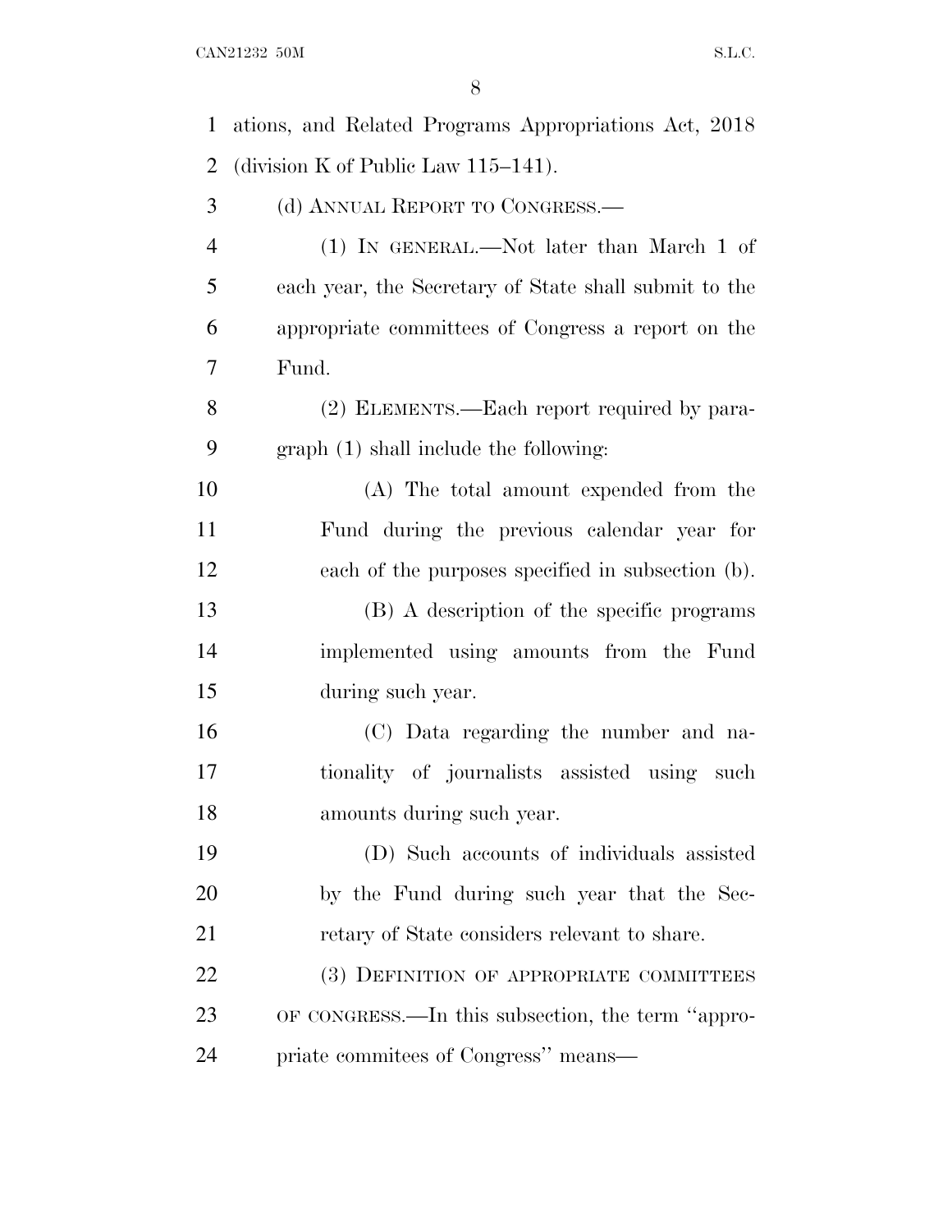ations, and Related Programs Appropriations Act, 2018 (division K of Public Law 115–141).

(d) ANNUAL REPORT TO CONGRESS.—

(1) IN GENERAL.—Not later than March 1 of each year, the Secretary of State shall submit to the appropriate committees of Congress a report on the Fund.

(2) ELEMENTS.—Each report required by paragraph (1) shall include the following:

(A) The total amount expended from the Fund during the previous calendar year for each of the purposes specified in subsection (b).

(B) A description of the specific programs implemented using amounts from the Fund during such year.

(C) Data regarding the number and nationality of journalists assisted using such amounts during such year.

(D) Such accounts of individuals assisted by the Fund during such year that the Secretary of State considers relevant to share.

(3) DEFINITION OF APPROPRIATE COMMITTEES OF CONGRESS.—In this subsection, the term ''appropriate commitees of Congress'' means—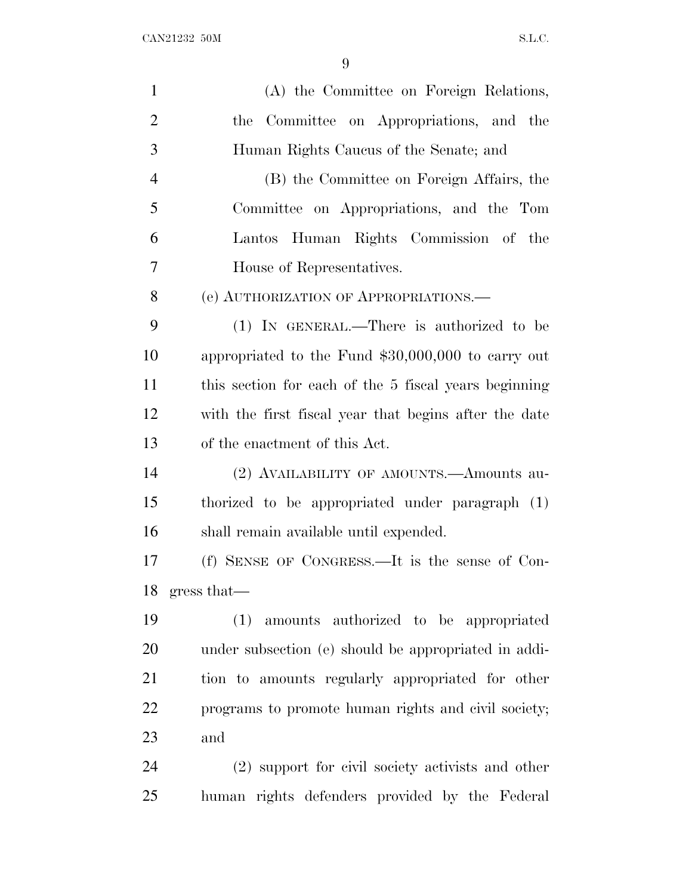(A) the Committee on Foreign Relations, the Committee on Appropriations, and the Human Rights Caucus of the Senate; and

(B) the Committee on Foreign Affairs, the Committee on Appropriations, and the Tom Lantos Human Rights Commission of the House of Representatives.

(e) AUTHORIZATION OF APPROPRIATIONS.—

(1) IN GENERAL.—There is authorized to be appropriated to the Fund $30,000,000 to carry out this section for each of the 5 fiscal years beginning with the first fiscal year that begins after the date of the enactment of this Act.

(2) AVAILABILITY OF AMOUNTS.—Amounts authorized to be appropriated under paragraph (1) shall remain available until expended.

(f) SENSE OF CONGRESS.—It is the sense of Congress that—

(1) amounts authorized to be appropriated under subsection (e) should be appropriated in addition to amounts regularly appropriated for other programs to promote human rights and civil society; and

(2) support for civil society activists and other human rights defenders provided by the Federal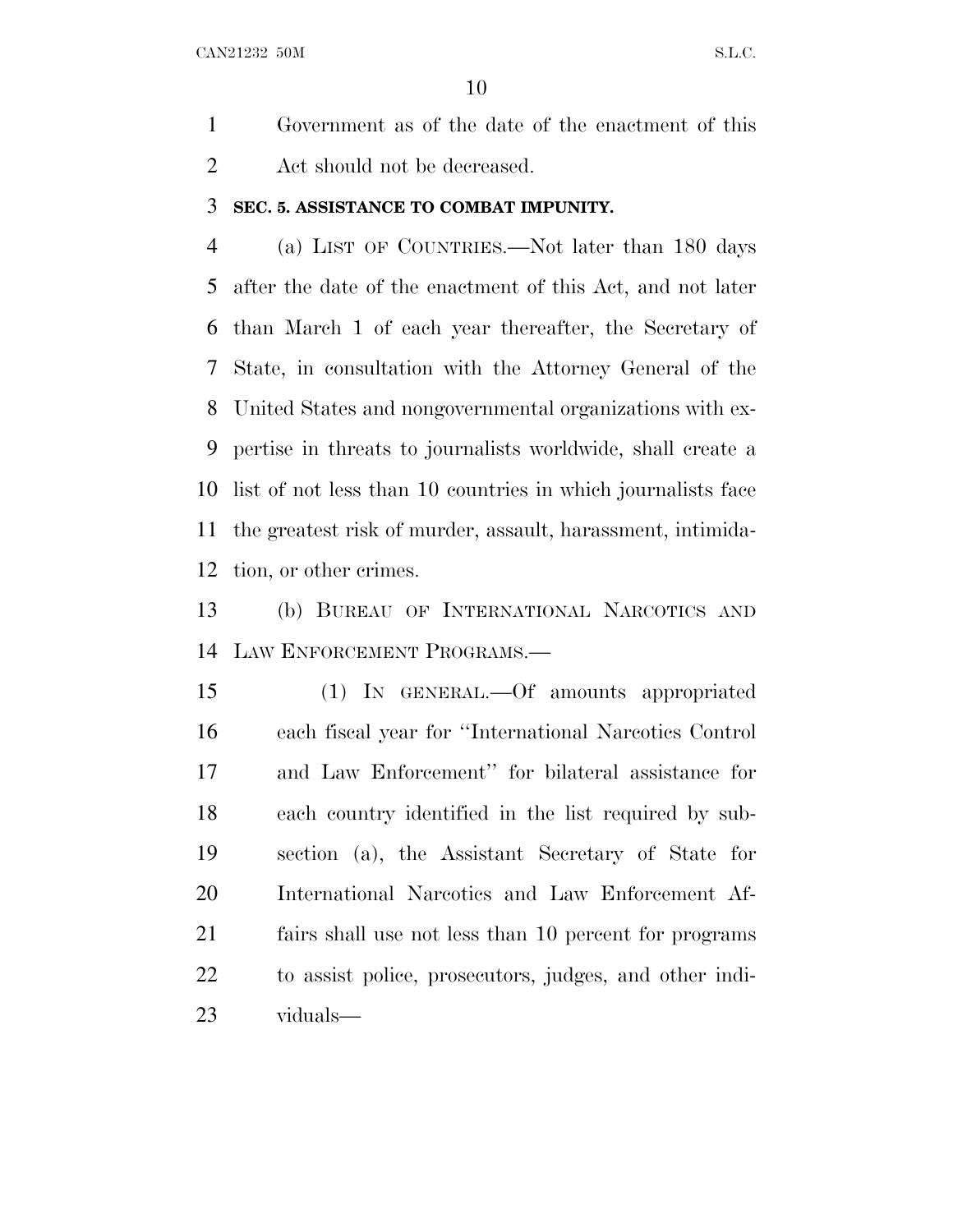Government as of the date of the enactment of this Act should not be decreased.

### SEC. 5. ASSISTANCE TO COMBAT IMPUNITY.

(a) LIST OF COUNTRIES.—Not later than 180 days after the date of the enactment of this Act, and not later than March 1 of each year thereafter, the Secretary of State, in consultation with the Attorney General of the United States and nongovernmental organizations with expertise in threats to journalists worldwide, shall create a list of not less than 10 countries in which journalists face the greatest risk of murder, assault, harassment, intimidation, or other crimes.

(b) BUREAU OF INTERNATIONAL NARCOTICS AND LAW ENFORCEMENT PROGRAMS.—

(1) IN GENERAL.—Of amounts appropriated each fiscal year for ''International Narcotics Control and Law Enforcement'' for bilateral assistance for each country identified in the list required by subsection (a), the Assistant Secretary of State for International Narcotics and Law Enforcement Affairs shall use not less than 10 percent for programs to assist police, prosecutors, judges, and other individuals—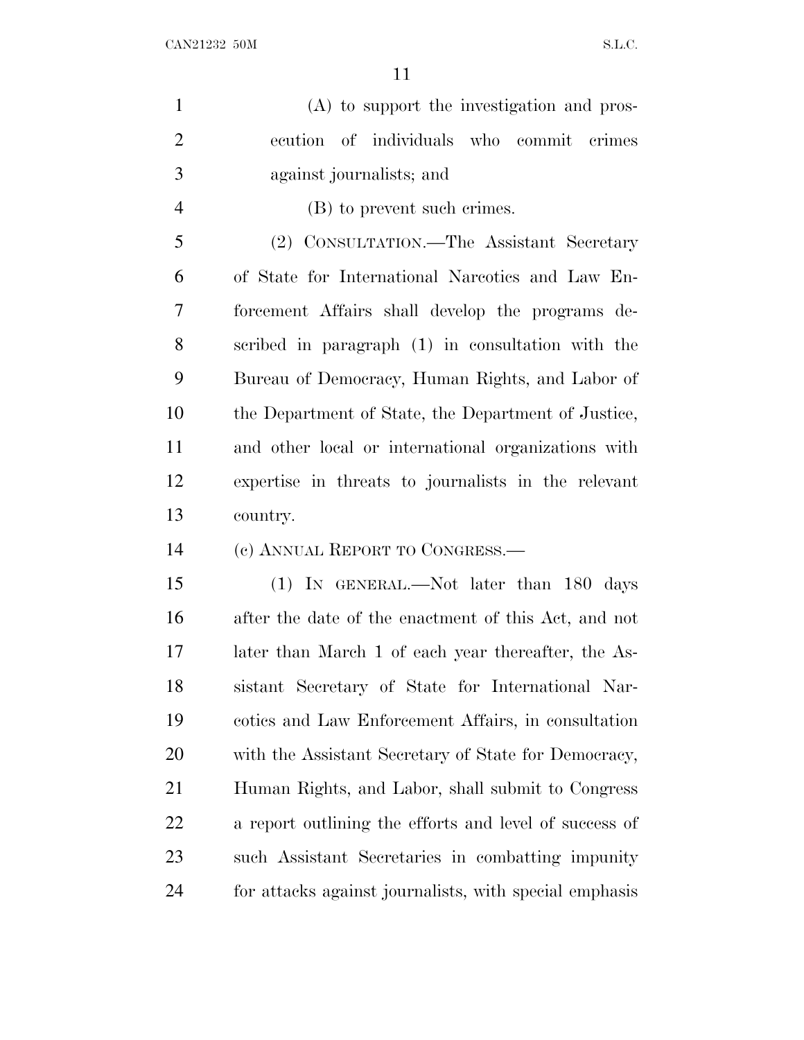(A) to support the investigation and prosecution of individuals who commit crimes against journalists; and

(B) to prevent such crimes.

(2) CONSULTATION.—The Assistant Secretary of State for International Narcotics and Law Enforcement Affairs shall develop the programs described in paragraph (1) in consultation with the Bureau of Democracy, Human Rights, and Labor of the Department of State, the Department of Justice, and other local or international organizations with expertise in threats to journalists in the relevant country.

(c) ANNUAL REPORT TO CONGRESS.—

(1) IN GENERAL.—Not later than 180 days after the date of the enactment of this Act, and not later than March 1 of each year thereafter, the Assistant Secretary of State for International Narcotics and Law Enforcement Affairs, in consultation with the Assistant Secretary of State for Democracy, Human Rights, and Labor, shall submit to Congress a report outlining the efforts and level of success of such Assistant Secretaries in combatting impunity for attacks against journalists, with special emphasis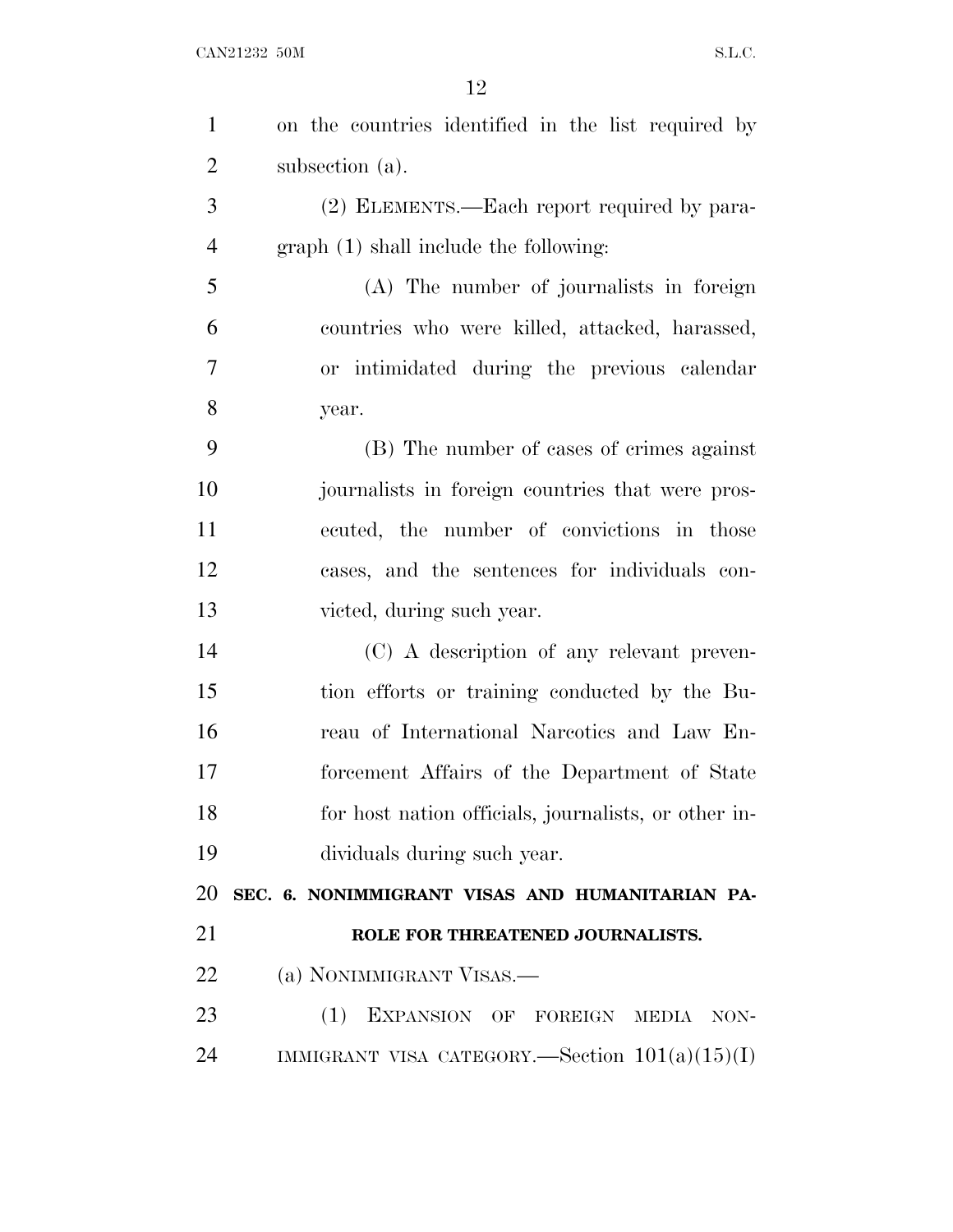on the countries identified in the list required by subsection (a).

(2) ELEMENTS.—Each report required by paragraph (1) shall include the following:

(A) The number of journalists in foreign countries who were killed, attacked, harassed, or intimidated during the previous calendar year.

(B) The number of cases of crimes against journalists in foreign countries that were prosecuted, the number of convictions in those cases, and the sentences for individuals convicted, during such year.

(C) A description of any relevant prevention efforts or training conducted by the Bureau of International Narcotics and Law Enforcement Affairs of the Department of State for host nation officials, journalists, or other individuals during such year.

**SEC. 6. NONIMMIGRANT VISAS AND HUMANITARIAN PAROLE FOR THREATENED JOURNALISTS.**

(a) NONIMMIGRANT VISAS.—

(1) EXPANSION OF FOREIGN MEDIA NONIMMIGRANT VISA CATEGORY.—Section 101(a)(15)(I)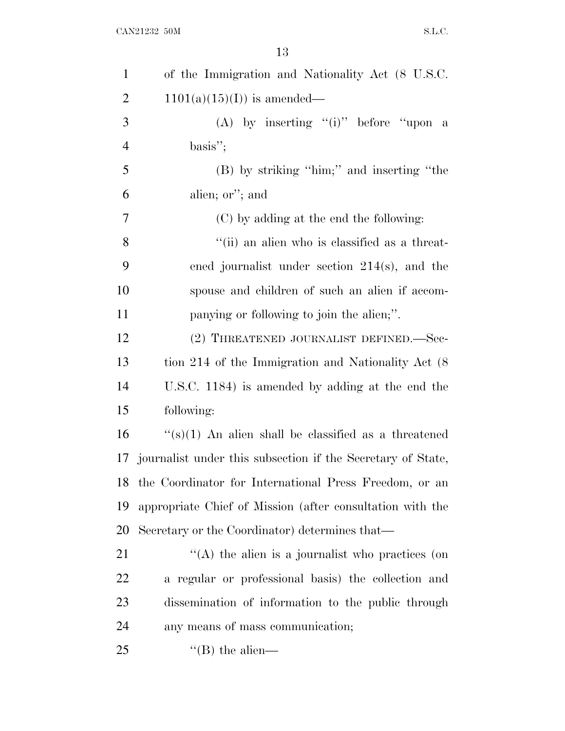of the Immigration and Nationality Act (8 U.S.C. 1101(a)(15)(I)) is amended—

(A) by inserting ''(i)'' before ''upon a basis'';

(B) by striking ''him;'' and inserting ''the alien; or''; and

(C) by adding at the end the following:

''(ii) an alien who is classified as a threatened journalist under section 214(s), and the spouse and children of such an alien if accompanying or following to join the alien;''.

(2) THREATENED JOURNALIST DEFINED.—Section 214 of the Immigration and Nationality Act (8 U.S.C. 1184) is amended by adding at the end the following:

''(s)(1) An alien shall be classified as a threatened journalist under this subsection if the Secretary of State, the Coordinator for International Press Freedom, or an appropriate Chief of Mission (after consultation with the Secretary or the Coordinator) determines that—

''(A) the alien is a journalist who practices (on a regular or professional basis) the collection and dissemination of information to the public through any means of mass communication;

''(B) the alien—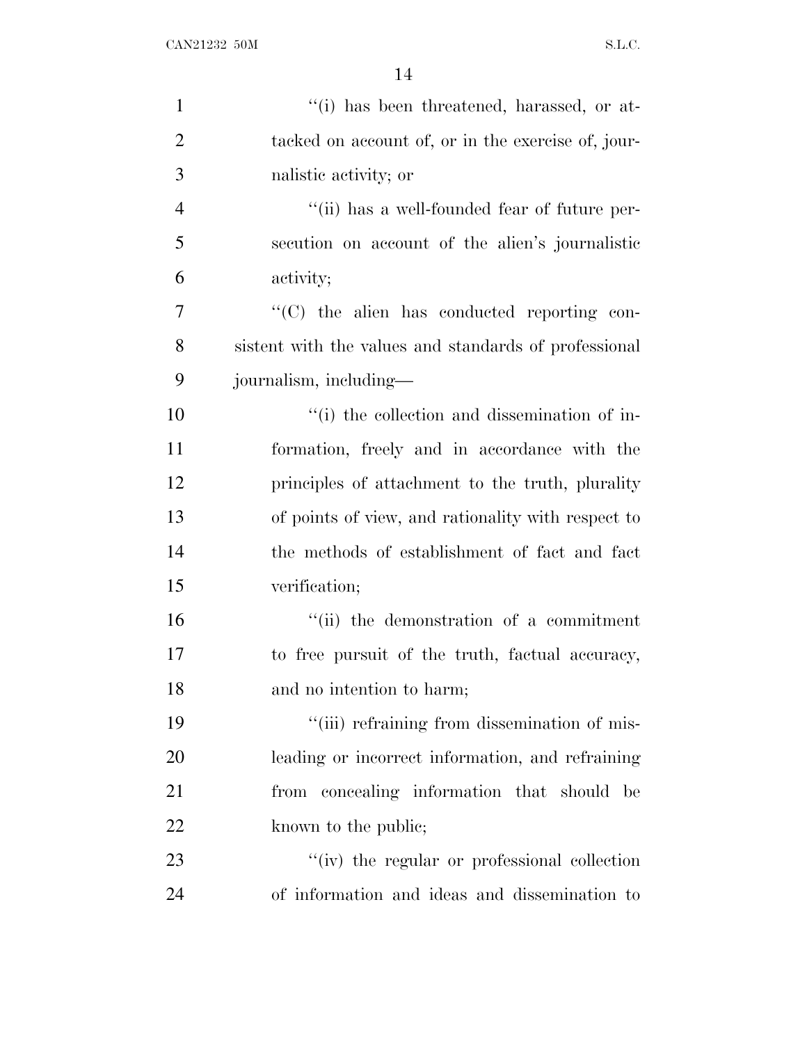''(i) has been threatened, harassed, or attacked on account of, or in the exercise of, journalistic activity; or

''(ii) has a well-founded fear of future persecution on account of the alien's journalistic activity;

''(C) the alien has conducted reporting consistent with the values and standards of professional journalism, including—

''(i) the collection and dissemination of information, freely and in accordance with the principles of attachment to the truth, plurality of points of view, and rationality with respect to the methods of establishment of fact and fact verification;

''(ii) the demonstration of a commitment to free pursuit of the truth, factual accuracy, and no intention to harm;

''(iii) refraining from dissemination of misleading or incorrect information, and refraining from concealing information that should be known to the public;

''(iv) the regular or professional collection of information and ideas and dissemination to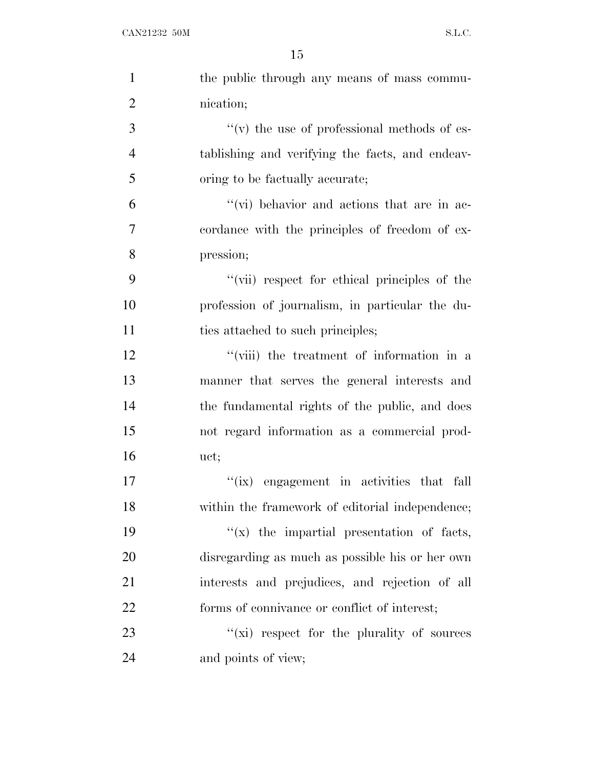the public through any means of mass communication;

''(v) the use of professional methods of establishing and verifying the facts, and endeavoring to be factually accurate;

''(vi) behavior and actions that are in accordance with the principles of freedom of expression;

''(vii) respect for ethical principles of the profession of journalism, in particular the duties attached to such principles;

''(viii) the treatment of information in a manner that serves the general interests and the fundamental rights of the public, and does not regard information as a commercial product;

''(ix) engagement in activities that fall within the framework of editorial independence;

''(x) the impartial presentation of facts, disregarding as much as possible his or her own interests and prejudices, and rejection of all forms of connivance or conflict of interest;

''(xi) respect for the plurality of sources and points of view;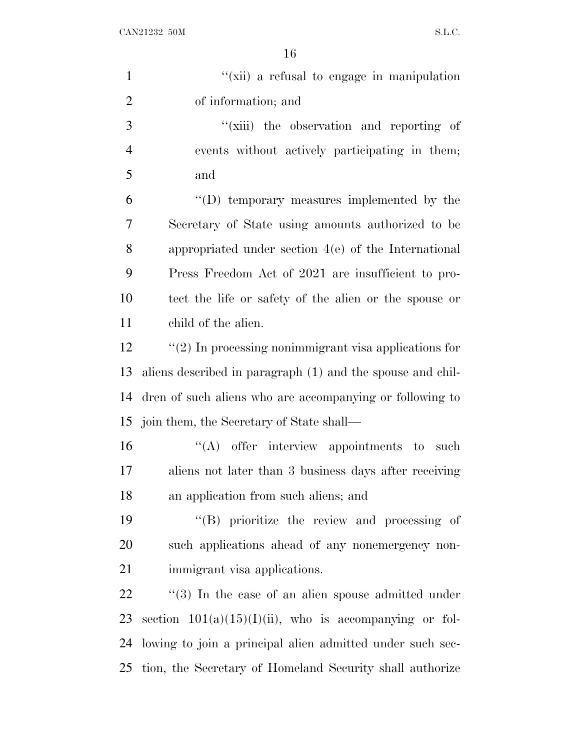''(xii) a refusal to engage in manipulation of information; and

''(xiii) the observation and reporting of events without actively participating in them; and

''(D) temporary measures implemented by the Secretary of State using amounts authorized to be appropriated under section 4(e) of the International Press Freedom Act of 2021 are insufficient to protect the life or safety of the alien or the spouse or child of the alien.

''(2) In processing nonimmigrant visa applications for aliens described in paragraph (1) and the spouse and children of such aliens who are accompanying or following to join them, the Secretary of State shall—

''(A) offer interview appointments to such aliens not later than 3 business days after receiving an application from such aliens; and

''(B) prioritize the review and processing of such applications ahead of any nonemergency nonimmigrant visa applications.

''(3) In the case of an alien spouse admitted under section 101(a)(15)(I)(ii), who is accompanying or following to join a principal alien admitted under such section, the Secretary of Homeland Security shall authorize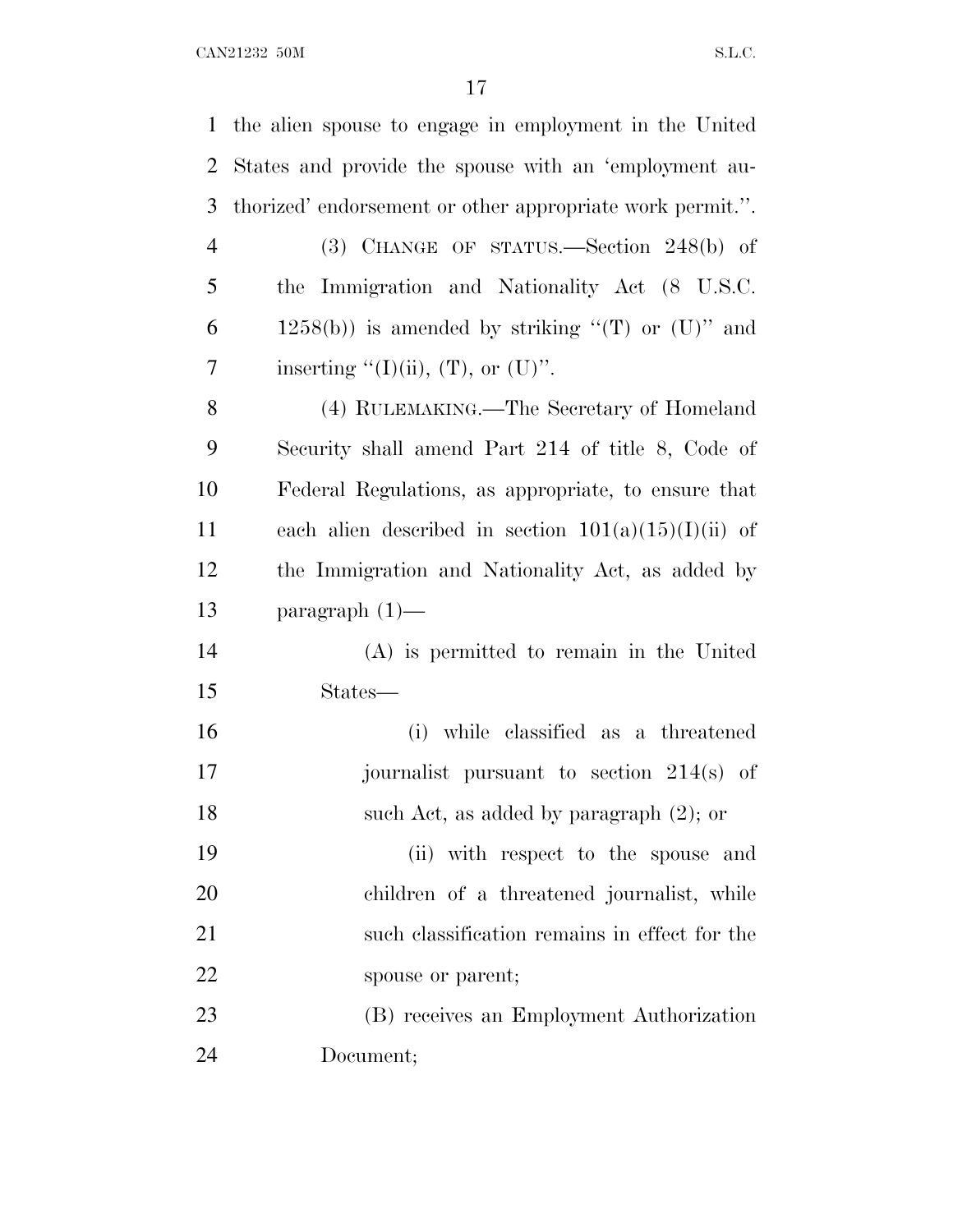the alien spouse to engage in employment in the United States and provide the spouse with an 'employment authorized' endorsement or other appropriate work permit.''.

(3) CHANGE OF STATUS.—Section 248(b) of the Immigration and Nationality Act (8 U.S.C. 1258(b)) is amended by striking ''(T) or (U)'' and inserting ''(I)(ii), (T), or (U)''.

(4) RULEMAKING.—The Secretary of Homeland Security shall amend Part 214 of title 8, Code of Federal Regulations, as appropriate, to ensure that each alien described in section 101(a)(15)(I)(ii) of the Immigration and Nationality Act, as added by paragraph (1)—

(A) is permitted to remain in the United States—

(i) while classified as a threatened journalist pursuant to section 214(s) of such Act, as added by paragraph (2); or

(ii) with respect to the spouse and children of a threatened journalist, while such classification remains in effect for the spouse or parent;

(B) receives an Employment Authorization Document;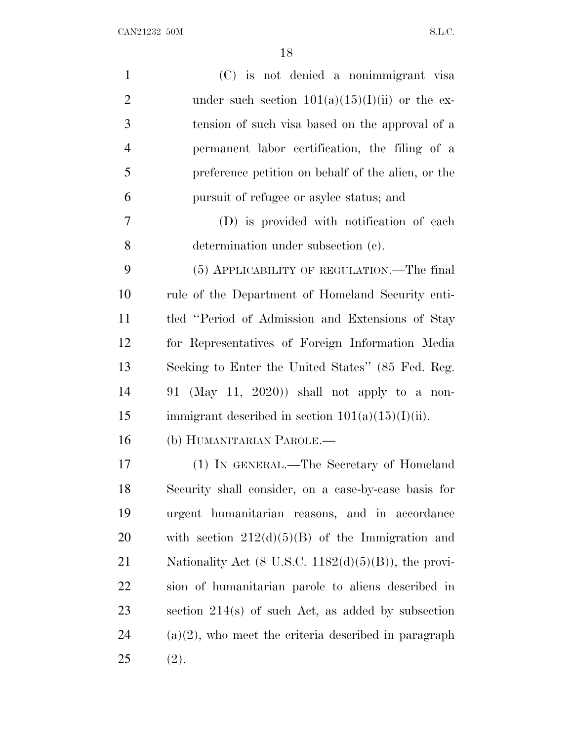(C) is not denied a nonimmigrant visa under such section 101(a)(15)(I)(ii) or the extension of such visa based on the approval of a permanent labor certification, the filing of a preference petition on behalf of the alien, or the pursuit of refugee or asylee status; and

(D) is provided with notification of each determination under subsection (c).

(5) APPLICABILITY OF REGULATION.—The final rule of the Department of Homeland Security entitled "Period of Admission and Extensions of Stay for Representatives of Foreign Information Media Seeking to Enter the United States" (85 Fed. Reg. 91 (May 11, 2020)) shall not apply to a nonimmigrant described in section 101(a)(15)(I)(ii).

(b) HUMANITARIAN PAROLE.—

(1) IN GENERAL.—The Secretary of Homeland Security shall consider, on a case-by-case basis for urgent humanitarian reasons, and in accordance with section 212(d)(5)(B) of the Immigration and Nationality Act (8 U.S.C. 1182(d)(5)(B)), the provision of humanitarian parole to aliens described in section 214(s) of such Act, as added by subsection (a)(2), who meet the criteria described in paragraph (2).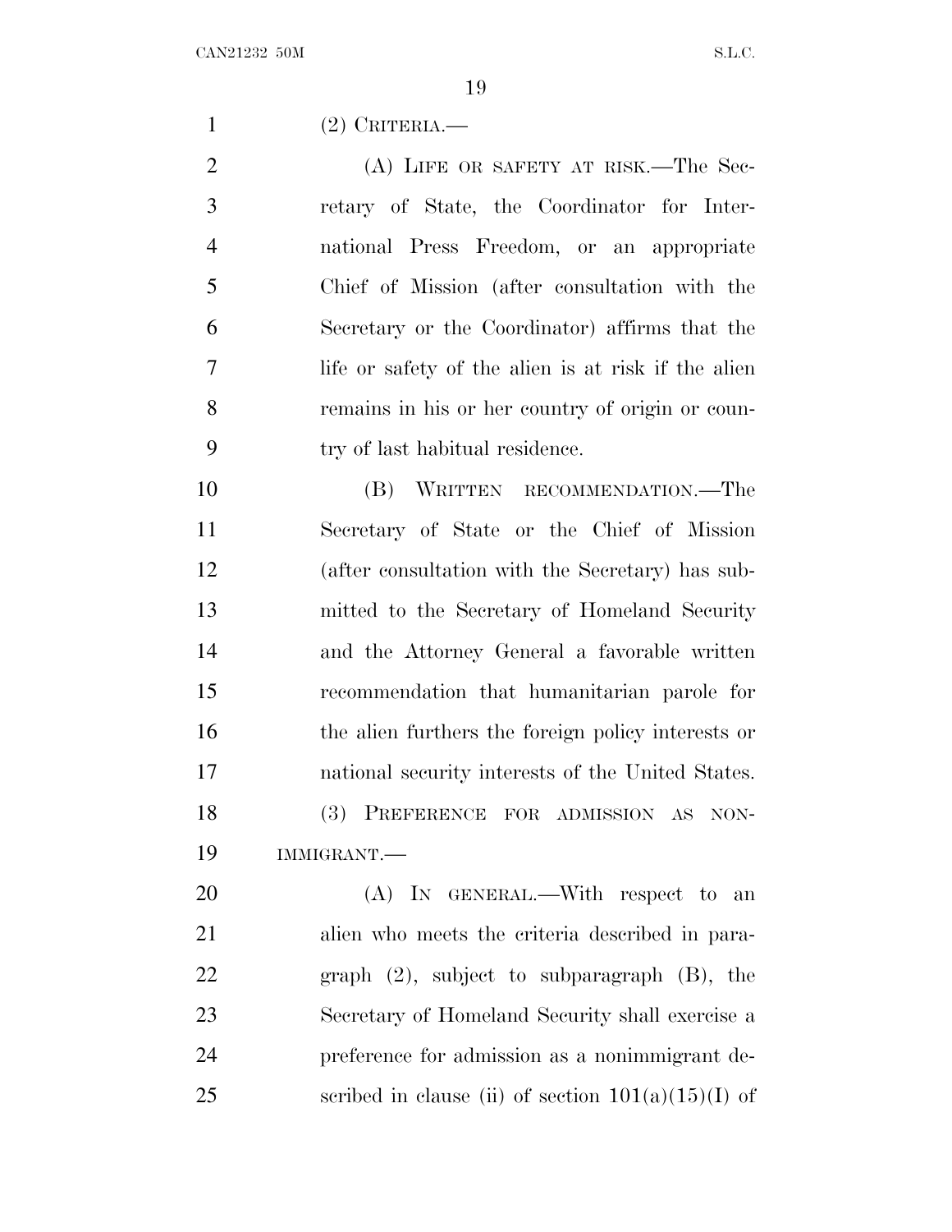(2) CRITERIA.—

(A) LIFE OR SAFETY AT RISK.—The Secretary of State, the Coordinator for International Press Freedom, or an appropriate Chief of Mission (after consultation with the Secretary or the Coordinator) affirms that the life or safety of the alien is at risk if the alien remains in his or her country of origin or country of last habitual residence.

(B) WRITTEN RECOMMENDATION.—The Secretary of State or the Chief of Mission (after consultation with the Secretary) has submitted to the Secretary of Homeland Security and the Attorney General a favorable written recommendation that humanitarian parole for the alien furthers the foreign policy interests or national security interests of the United States.

(3) PREFERENCE FOR ADMISSION AS NONIMMIGRANT.—

(A) IN GENERAL.—With respect to an alien who meets the criteria described in paragraph (2), subject to subparagraph (B), the Secretary of Homeland Security shall exercise a preference for admission as a nonimmigrant described in clause (ii) of section 101(a)(15)(I) of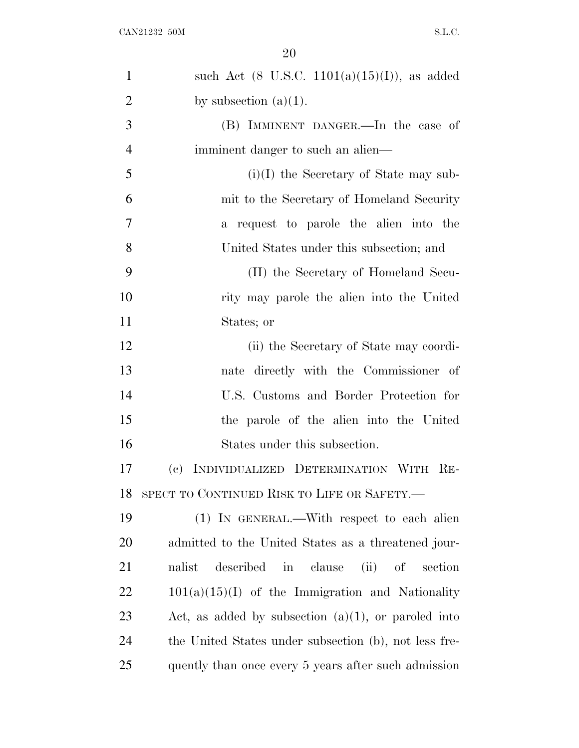such Act (8 U.S.C. 1101(a)(15)(I)), as added by subsection (a)(1).

(B) IMMINENT DANGER.—In the case of imminent danger to such an alien—

(i)(I) the Secretary of State may submit to the Secretary of Homeland Security a request to parole the alien into the United States under this subsection; and

(II) the Secretary of Homeland Security may parole the alien into the United States; or

(ii) the Secretary of State may coordinate directly with the Commissioner of U.S. Customs and Border Protection for the parole of the alien into the United States under this subsection.

(c) INDIVIDUALIZED DETERMINATION WITH RESPECT TO CONTINUED RISK TO LIFE OR SAFETY.—

(1) IN GENERAL.—With respect to each alien admitted to the United States as a threatened journalist described in clause (ii) of section 101(a)(15)(I) of the Immigration and Nationality Act, as added by subsection (a)(1), or paroled into the United States under subsection (b), not less frequently than once every 5 years after such admission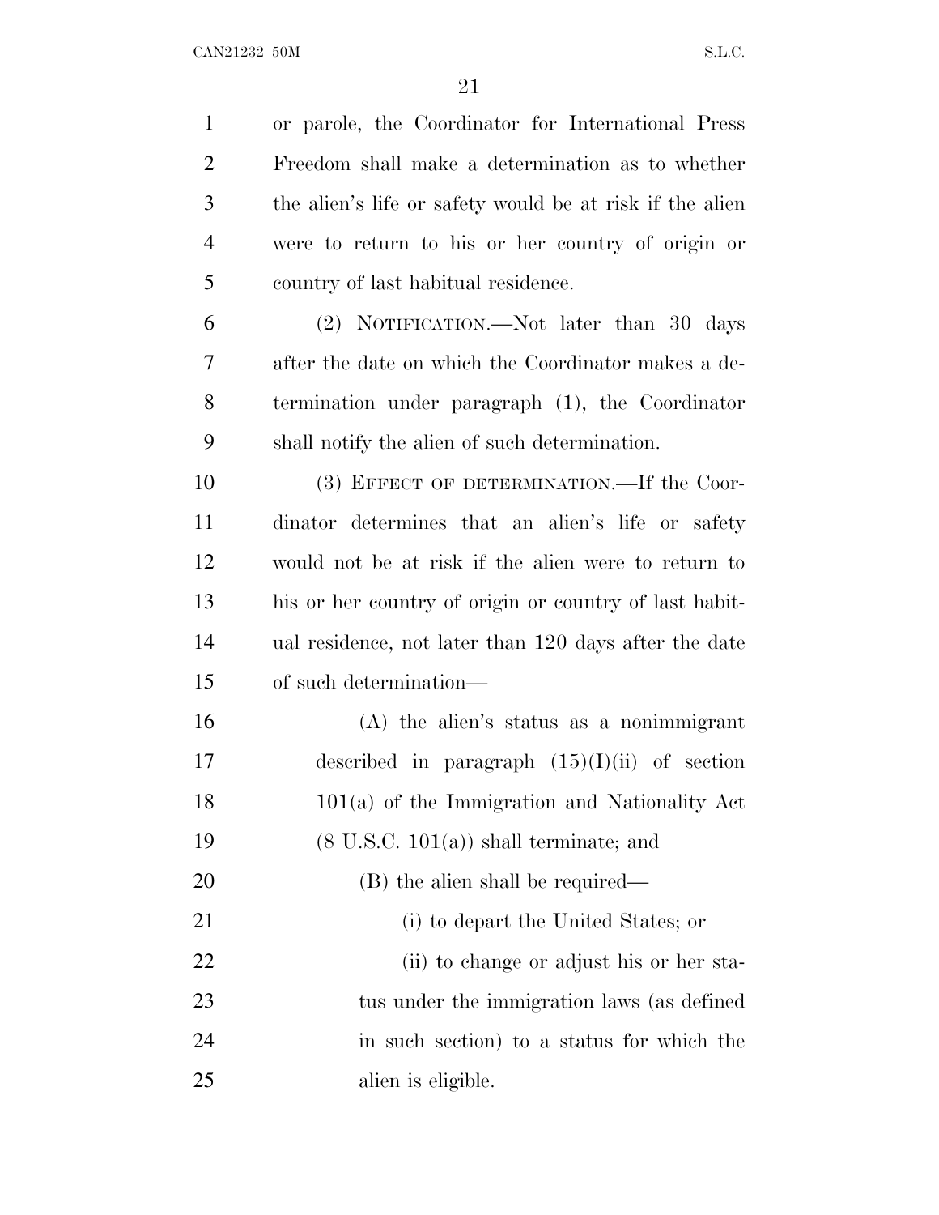or parole, the Coordinator for International Press Freedom shall make a determination as to whether the alien's life or safety would be at risk if the alien were to return to his or her country of origin or country of last habitual residence.

(2) NOTIFICATION.—Not later than 30 days after the date on which the Coordinator makes a determination under paragraph (1), the Coordinator shall notify the alien of such determination.

(3) EFFECT OF DETERMINATION.—If the Coordinator determines that an alien's life or safety would not be at risk if the alien were to return to his or her country of origin or country of last habitual residence, not later than 120 days after the date of such determination—

(A) the alien's status as a nonimmigrant described in paragraph (15)(I)(ii) of section 101(a) of the Immigration and Nationality Act (8 U.S.C. 101(a)) shall terminate; and

(B) the alien shall be required—

(i) to depart the United States; or

(ii) to change or adjust his or her status under the immigration laws (as defined in such section) to a status for which the alien is eligible.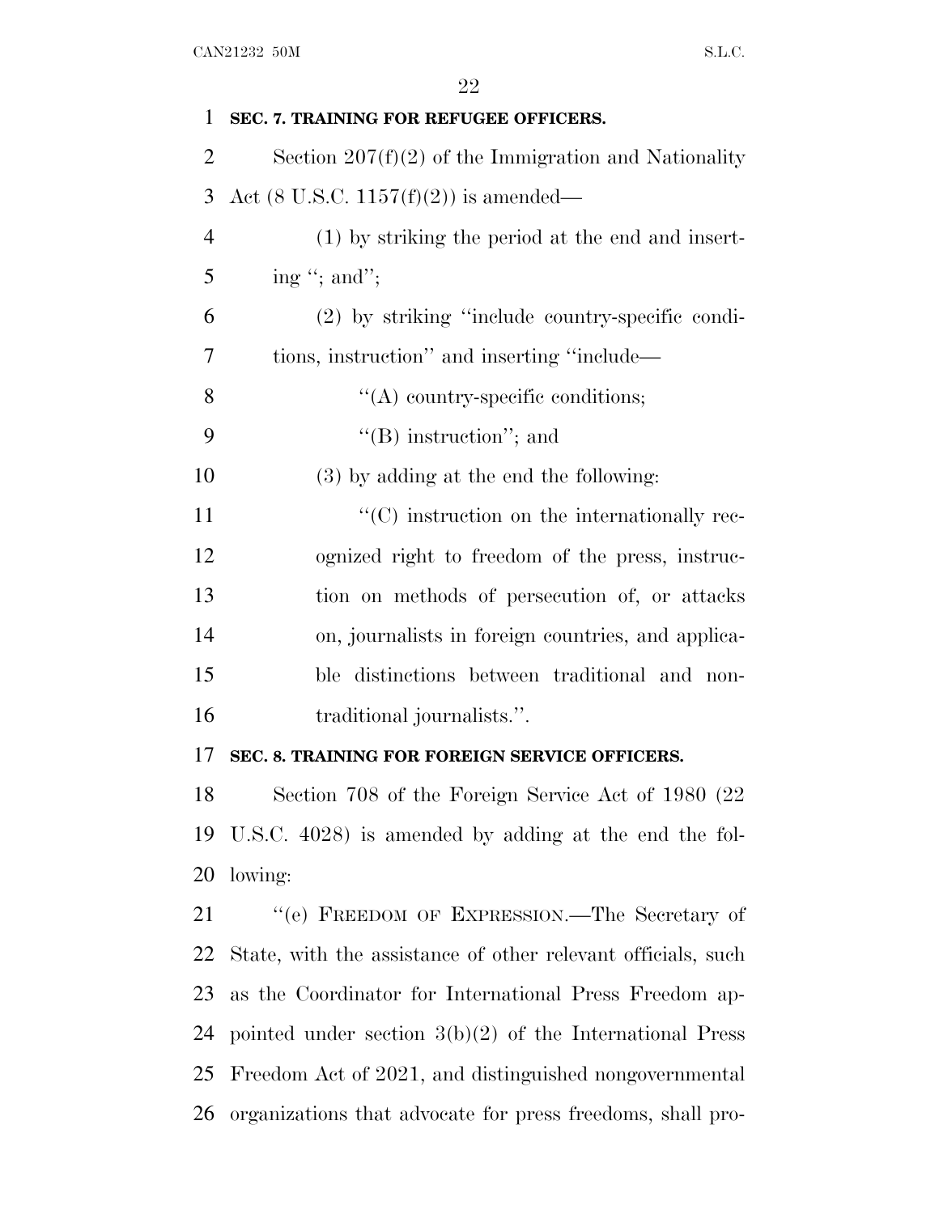**SEC. 7. TRAINING FOR REFUGEE OFFICERS.**

Section 207(f)(2) of the Immigration and Nationality Act (8 U.S.C. 1157(f)(2)) is amended—

(1) by striking the period at the end and inserting ''; and'';

(2) by striking ''include country-specific conditions, instruction'' and inserting ''include—

''(A) country-specific conditions;

''(B) instruction''; and

(3) by adding at the end the following:

''(C) instruction on the internationally recognized right to freedom of the press, instruction on methods of persecution of, or attacks on, journalists in foreign countries, and applicable distinctions between traditional and non-traditional journalists.''.

**SEC. 8. TRAINING FOR FOREIGN SERVICE OFFICERS.**

Section 708 of the Foreign Service Act of 1980 (22 U.S.C. 4028) is amended by adding at the end the following:

''(e) FREEDOM OF EXPRESSION.—The Secretary of State, with the assistance of other relevant officials, such as the Coordinator for International Press Freedom appointed under section 3(b)(2) of the International Press Freedom Act of 2021, and distinguished nongovernmental organizations that advocate for press freedoms, shall pro-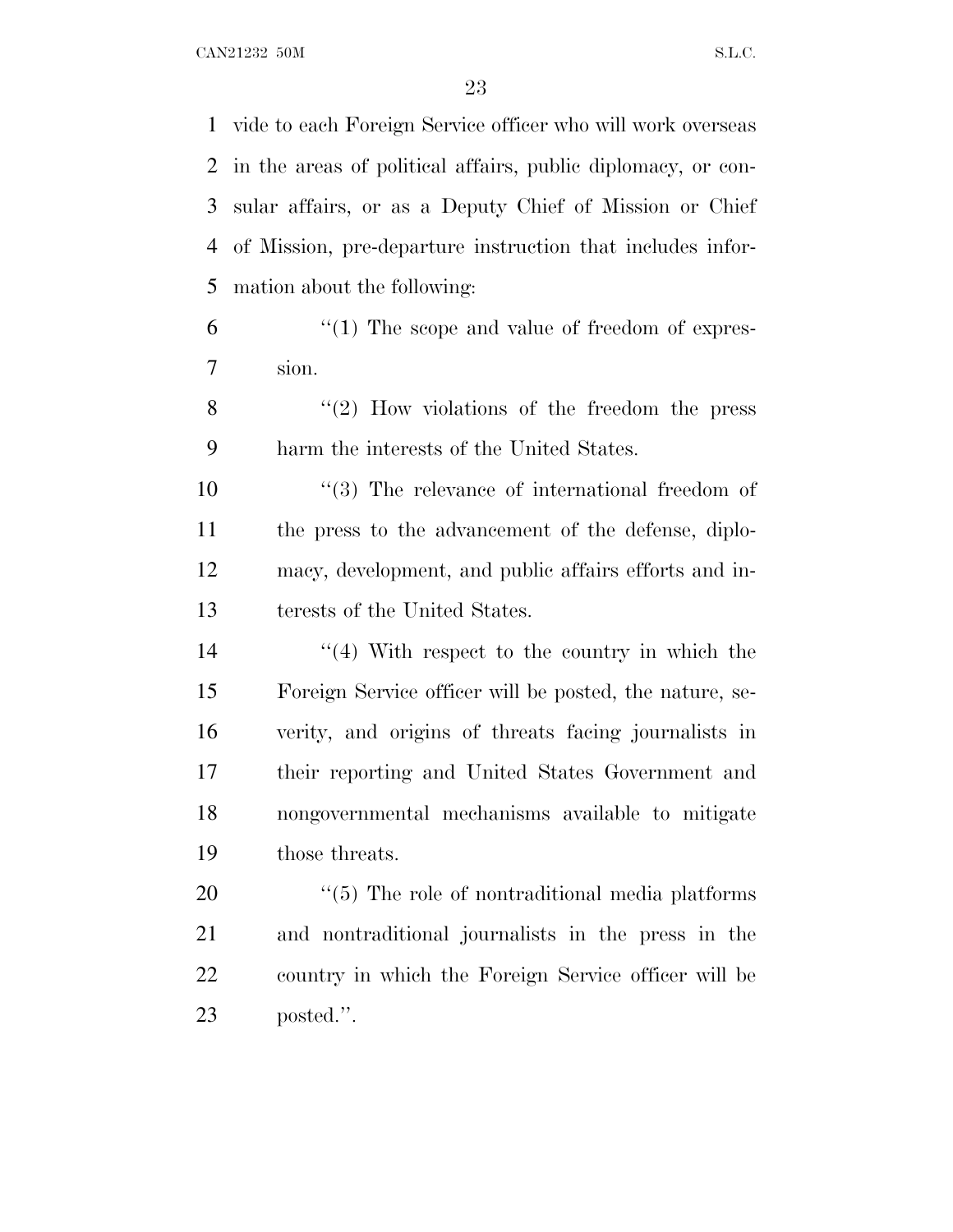vide to each Foreign Service officer who will work overseas in the areas of political affairs, public diplomacy, or consular affairs, or as a Deputy Chief of Mission or Chief of Mission, pre-departure instruction that includes information about the following:

"(1) The scope and value of freedom of expression.

"(2) How violations of the freedom the press harm the interests of the United States.

"(3) The relevance of international freedom of the press to the advancement of the defense, diplomacy, development, and public affairs efforts and interests of the United States.

"(4) With respect to the country in which the Foreign Service officer will be posted, the nature, severity, and origins of threats facing journalists in their reporting and United States Government and nongovernmental mechanisms available to mitigate those threats.

"(5) The role of nontraditional media platforms and nontraditional journalists in the press in the country in which the Foreign Service officer will be posted.".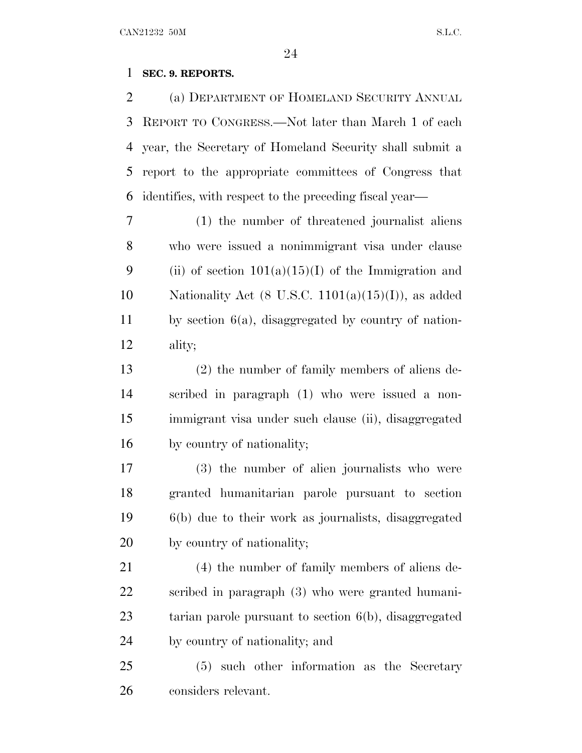**SEC. 9. REPORTS.**

(a) DEPARTMENT OF HOMELAND SECURITY ANNUAL REPORT TO CONGRESS.—Not later than March 1 of each year, the Secretary of Homeland Security shall submit a report to the appropriate committees of Congress that identifies, with respect to the preceding fiscal year—

(1) the number of threatened journalist aliens who were issued a nonimmigrant visa under clause (ii) of section 101(a)(15)(I) of the Immigration and Nationality Act (8 U.S.C. 1101(a)(15)(I)), as added by section 6(a), disaggregated by country of nationality;

(2) the number of family members of aliens described in paragraph (1) who were issued a nonimmigrant visa under such clause (ii), disaggregated by country of nationality;

(3) the number of alien journalists who were granted humanitarian parole pursuant to section 6(b) due to their work as journalists, disaggregated by country of nationality;

(4) the number of family members of aliens described in paragraph (3) who were granted humanitarian parole pursuant to section 6(b), disaggregated by country of nationality; and

(5) such other information as the Secretary considers relevant.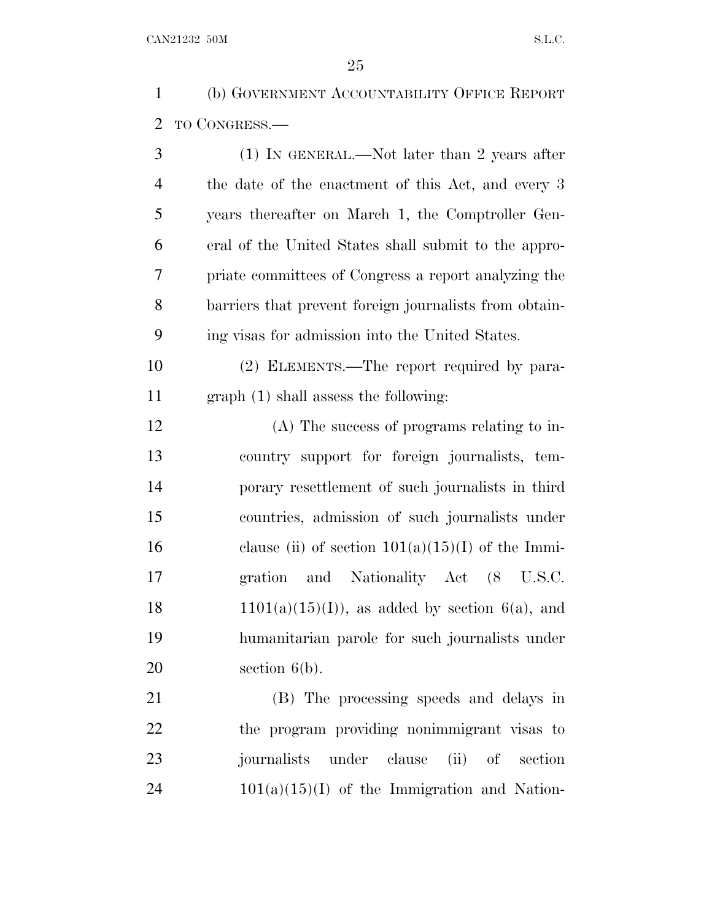(b) GOVERNMENT ACCOUNTABILITY OFFICE REPORT TO CONGRESS.—

(1) IN GENERAL.—Not later than 2 years after the date of the enactment of this Act, and every 3 years thereafter on March 1, the Comptroller General of the United States shall submit to the appropriate committees of Congress a report analyzing the barriers that prevent foreign journalists from obtaining visas for admission into the United States.

(2) ELEMENTS.—The report required by paragraph (1) shall assess the following:

(A) The success of programs relating to in-country support for foreign journalists, temporary resettlement of such journalists in third countries, admission of such journalists under clause (ii) of section 101(a)(15)(I) of the Immigration and Nationality Act (8 U.S.C. 1101(a)(15)(I)), as added by section 6(a), and humanitarian parole for such journalists under section 6(b).

(B) The processing speeds and delays in the program providing nonimmigrant visas to journalists under clause (ii) of section 101(a)(15)(I) of the Immigration and Nation-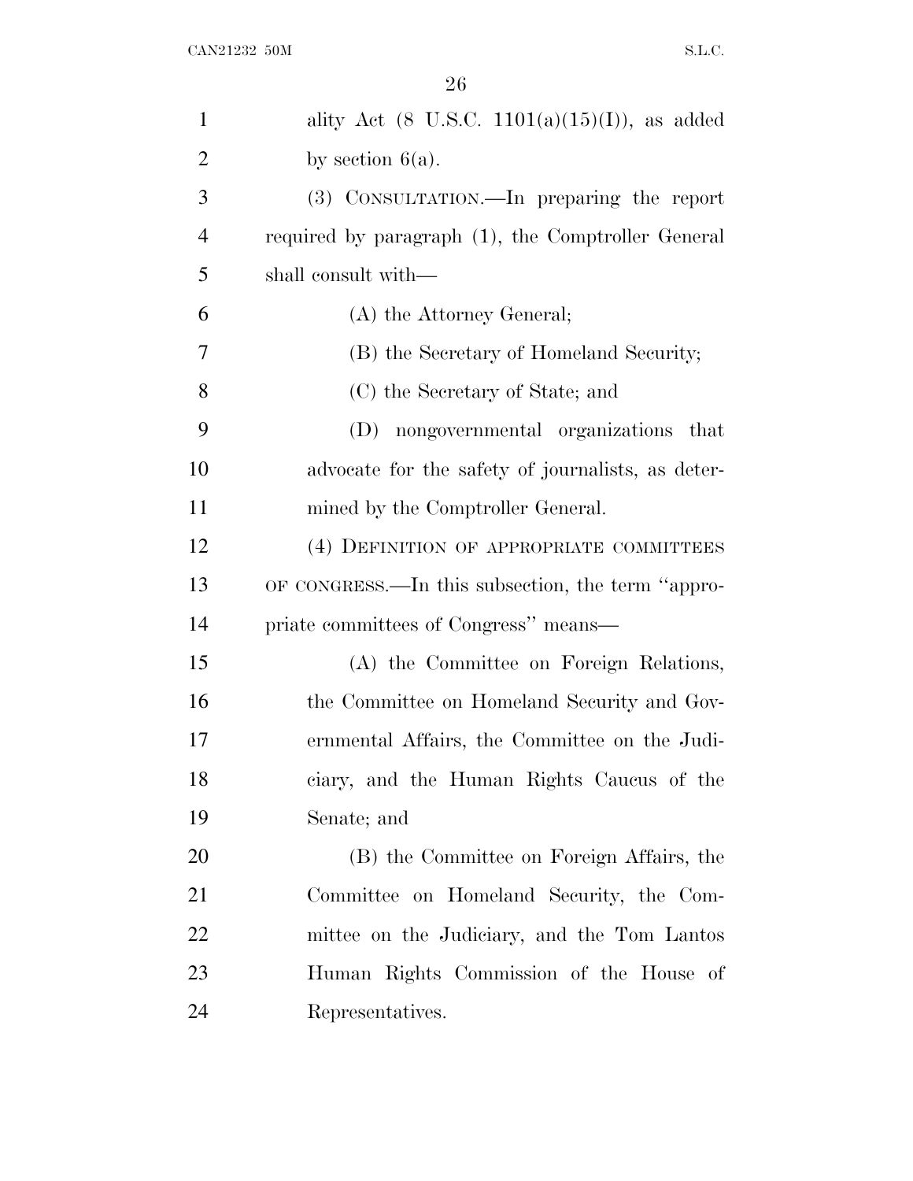ality Act (8 U.S.C. 1101(a)(15)(I)), as added by section 6(a).

(3) CONSULTATION.—In preparing the report required by paragraph (1), the Comptroller General shall consult with—

(A) the Attorney General;

(B) the Secretary of Homeland Security;

(C) the Secretary of State; and

(D) nongovernmental organizations that advocate for the safety of journalists, as determined by the Comptroller General.

(4) DEFINITION OF APPROPRIATE COMMITTEES OF CONGRESS.—In this subsection, the term ''appropriate committees of Congress'' means—

(A) the Committee on Foreign Relations, the Committee on Homeland Security and Governmental Affairs, the Committee on the Judiciary, and the Human Rights Caucus of the Senate; and

(B) the Committee on Foreign Affairs, the Committee on Homeland Security, the Committee on the Judiciary, and the Tom Lantos Human Rights Commission of the House of Representatives.